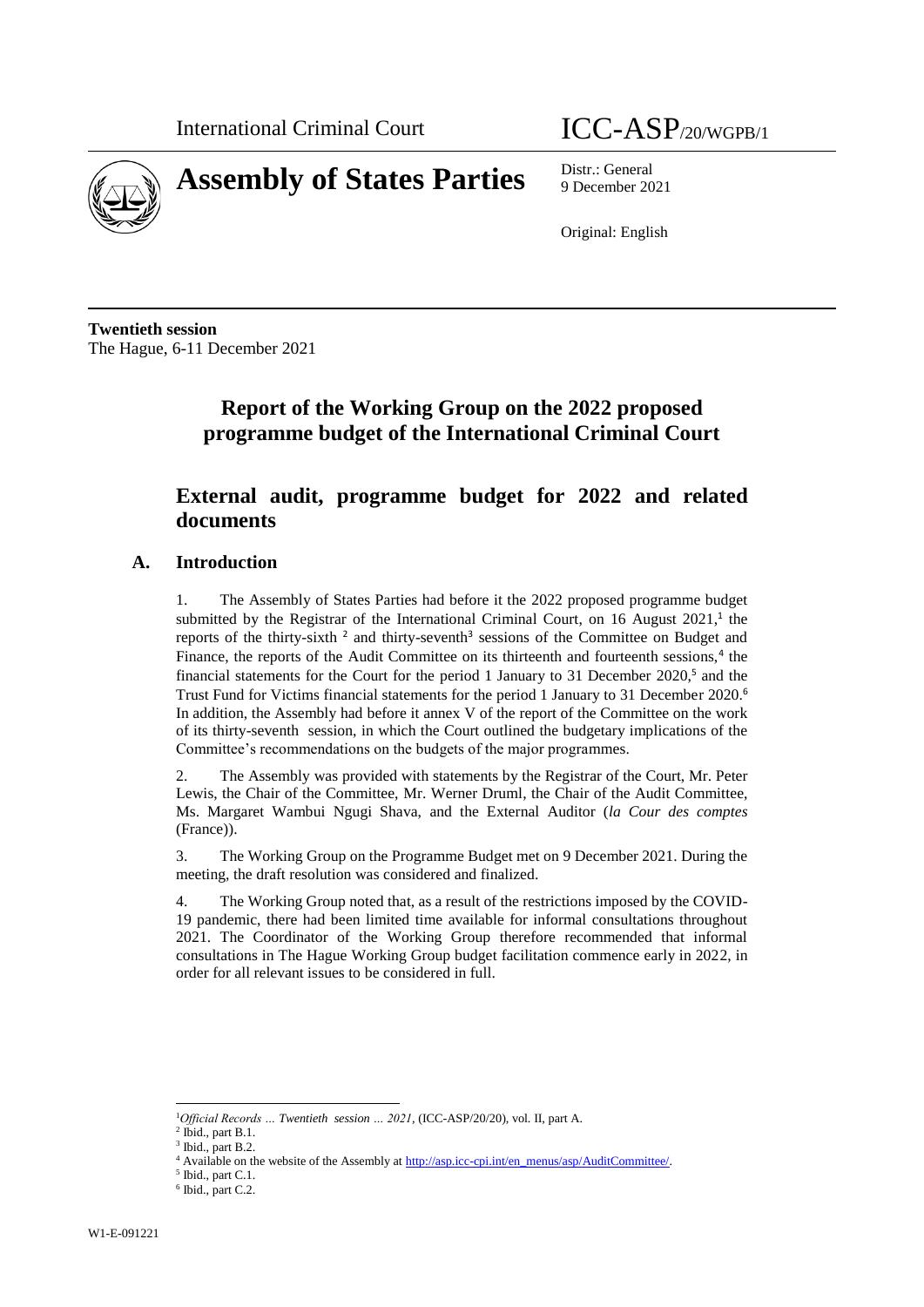International Criminal Court ICC-ASP/20/WGPB/1

# Assembly of States Parties

Distr.: General
9 December 2021

Original: English

**Twentieth session**
The Hague, 6-11 December 2021

# Report of the Working Group on the 2022 proposed programme budget of the International Criminal Court

## External audit, programme budget for 2022 and related documents

### A. Introduction

1. The Assembly of States Parties had before it the 2022 proposed programme budget submitted by the Registrar of the International Criminal Court, on 16 August 2021,[1] the reports of the thirty-sixth [2] and thirty-seventh[3] sessions of the Committee on Budget and Finance, the reports of the Audit Committee on its thirteenth and fourteenth sessions,[4] the financial statements for the Court for the period 1 January to 31 December 2020,[5] and the Trust Fund for Victims financial statements for the period 1 January to 31 December 2020.[6] In addition, the Assembly had before it annex V of the report of the Committee on the work of its thirty-seventh session, in which the Court outlined the budgetary implications of the Committee's recommendations on the budgets of the major programmes.

2. The Assembly was provided with statements by the Registrar of the Court, Mr. Peter Lewis, the Chair of the Committee, Mr. Werner Druml, the Chair of the Audit Committee, Ms. Margaret Wambui Ngugi Shava, and the External Auditor (*la Cour des comptes* (France)).

3. The Working Group on the Programme Budget met on 9 December 2021. During the meeting, the draft resolution was considered and finalized.

4. The Working Group noted that, as a result of the restrictions imposed by the COVID-19 pandemic, there had been limited time available for informal consultations throughout 2021. The Coordinator of the Working Group therefore recommended that informal consultations in The Hague Working Group budget facilitation commence early in 2022, in order for all relevant issues to be considered in full.

---

[1] *Official Records … Twentieth session … 2021*, (ICC-ASP/20/20), vol. II, part A.
[2] Ibid., part B.1.
[3] Ibid., part B.2.
[4] Available on the website of the Assembly at http://asp.icc-cpi.int/en_menus/asp/AuditCommittee/.
[5] Ibid., part C.1.
[6] Ibid., part C.2.

W1-E-091221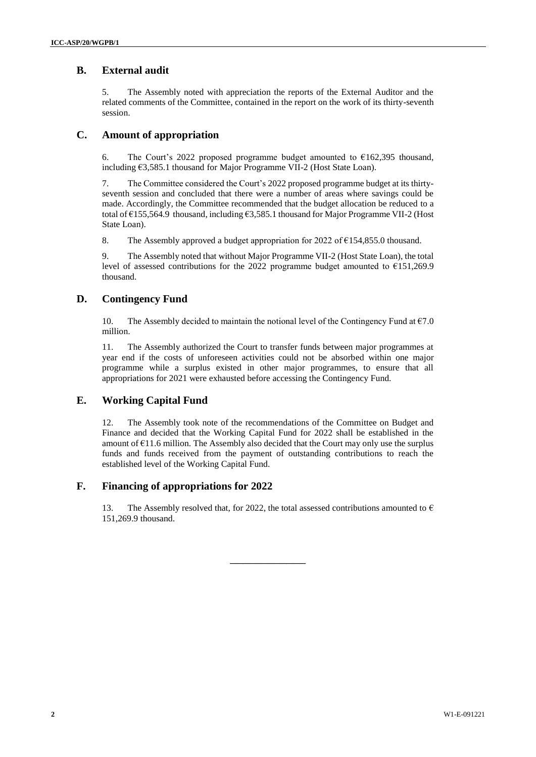## B. External audit

5. The Assembly noted with appreciation the reports of the External Auditor and the related comments of the Committee, contained in the report on the work of its thirty-seventh session.

## C. Amount of appropriation

6. The Court's 2022 proposed programme budget amounted to €162,395 thousand, including €3,585.1 thousand for Major Programme VII-2 (Host State Loan).

7. The Committee considered the Court's 2022 proposed programme budget at its thirty-seventh session and concluded that there were a number of areas where savings could be made. Accordingly, the Committee recommended that the budget allocation be reduced to a total of €155,564.9 thousand, including €3,585.1 thousand for Major Programme VII-2 (Host State Loan).

8. The Assembly approved a budget appropriation for 2022 of €154,855.0 thousand.

9. The Assembly noted that without Major Programme VII-2 (Host State Loan), the total level of assessed contributions for the 2022 programme budget amounted to €151,269.9 thousand.

## D. Contingency Fund

10. The Assembly decided to maintain the notional level of the Contingency Fund at €7.0 million.

11. The Assembly authorized the Court to transfer funds between major programmes at year end if the costs of unforeseen activities could not be absorbed within one major programme while a surplus existed in other major programmes, to ensure that all appropriations for 2021 were exhausted before accessing the Contingency Fund.

## E. Working Capital Fund

12. The Assembly took note of the recommendations of the Committee on Budget and Finance and decided that the Working Capital Fund for 2022 shall be established in the amount of €11.6 million. The Assembly also decided that the Court may only use the surplus funds and funds received from the payment of outstanding contributions to reach the established level of the Working Capital Fund.

## F. Financing of appropriations for 2022

13. The Assembly resolved that, for 2022, the total assessed contributions amounted to € 151,269.9 thousand.

---